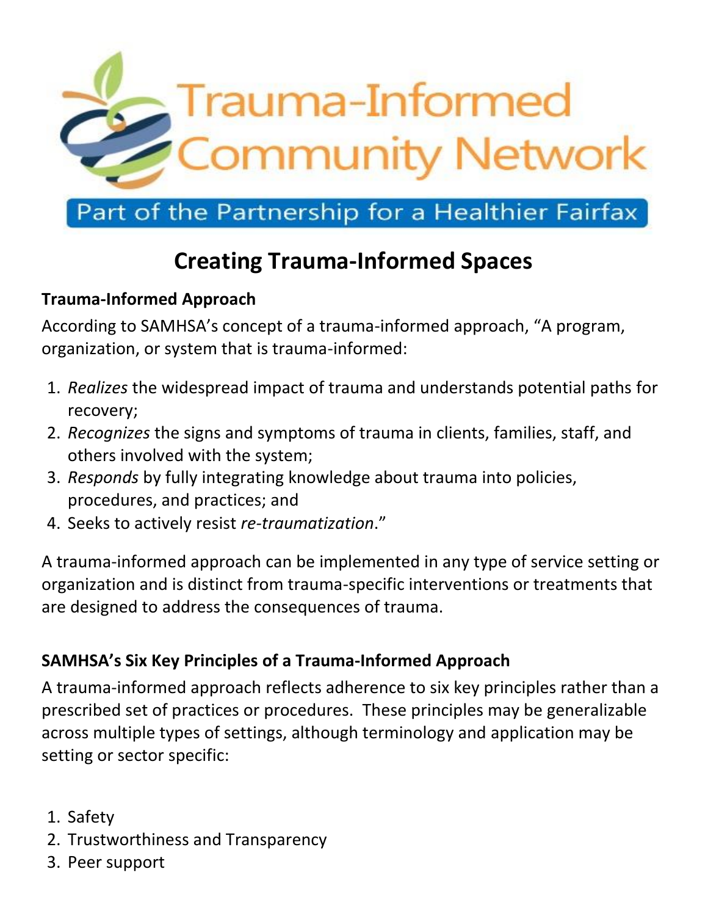Trauma-Informed Community Network

Part of the Partnership for a Healthier Fairfax

# Creating Trauma-Informed Spaces

**Trauma-Informed Approach**

According to SAMHSA's concept of a trauma-informed approach, "A program, organization, or system that is trauma-informed:

1. *Realizes* the widespread impact of trauma and understands potential paths for recovery;
2. *Recognizes* the signs and symptoms of trauma in clients, families, staff, and others involved with the system;
3. *Responds* by fully integrating knowledge about trauma into policies, procedures, and practices; and
4. Seeks to actively resist *re-traumatization*."

A trauma-informed approach can be implemented in any type of service setting or organization and is distinct from trauma-specific interventions or treatments that are designed to address the consequences of trauma.

**SAMHSA's Six Key Principles of a Trauma-Informed Approach**

A trauma-informed approach reflects adherence to six key principles rather than a prescribed set of practices or procedures. These principles may be generalizable across multiple types of settings, although terminology and application may be setting or sector specific:

1. Safety
2. Trustworthiness and Transparency
3. Peer support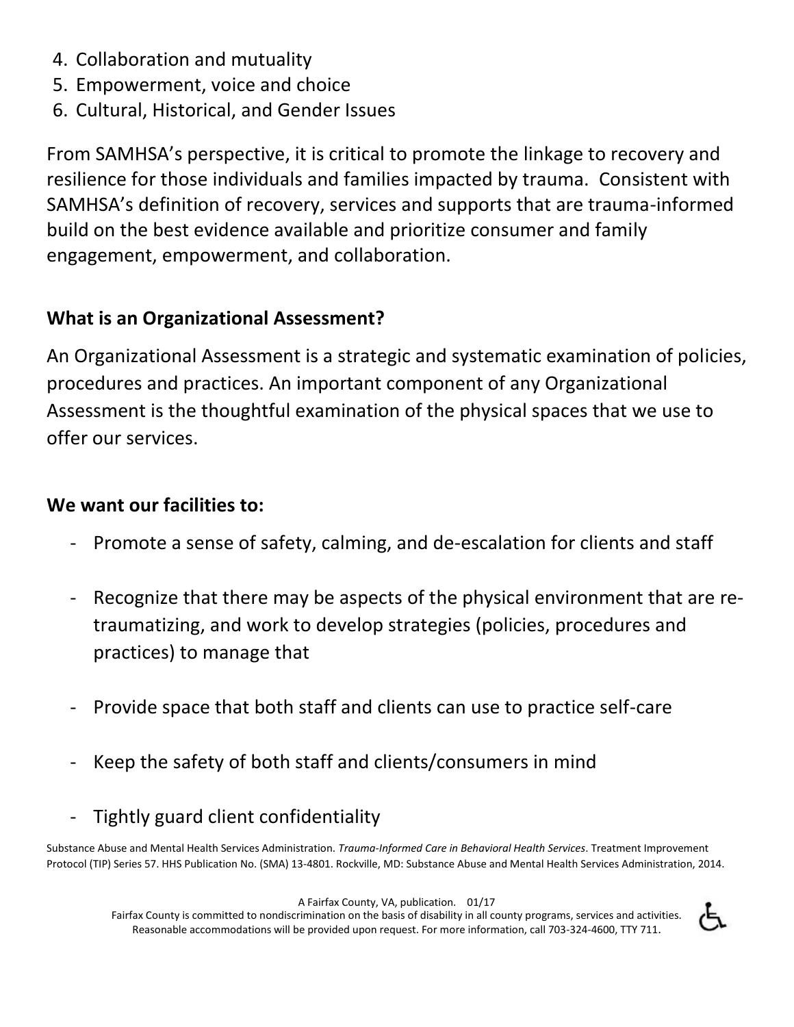4. Collaboration and mutuality
5. Empowerment, voice and choice
6. Cultural, Historical, and Gender Issues

From SAMHSA's perspective, it is critical to promote the linkage to recovery and resilience for those individuals and families impacted by trauma. Consistent with SAMHSA's definition of recovery, services and supports that are trauma-informed build on the best evidence available and prioritize consumer and family engagement, empowerment, and collaboration.

## What is an Organizational Assessment?

An Organizational Assessment is a strategic and systematic examination of policies, procedures and practices. An important component of any Organizational Assessment is the thoughtful examination of the physical spaces that we use to offer our services.

## We want our facilities to:

- Promote a sense of safety, calming, and de-escalation for clients and staff
- Recognize that there may be aspects of the physical environment that are re-traumatizing, and work to develop strategies (policies, procedures and practices) to manage that
- Provide space that both staff and clients can use to practice self-care
- Keep the safety of both staff and clients/consumers in mind
- Tightly guard client confidentiality

Substance Abuse and Mental Health Services Administration. *Trauma-Informed Care in Behavioral Health Services*. Treatment Improvement Protocol (TIP) Series 57. HHS Publication No. (SMA) 13-4801. Rockville, MD: Substance Abuse and Mental Health Services Administration, 2014.

A Fairfax County, VA, publication. 01/17

Fairfax County is committed to nondiscrimination on the basis of disability in all county programs, services and activities. Reasonable accommodations will be provided upon request. For more information, call 703-324-4600, TTY 711.